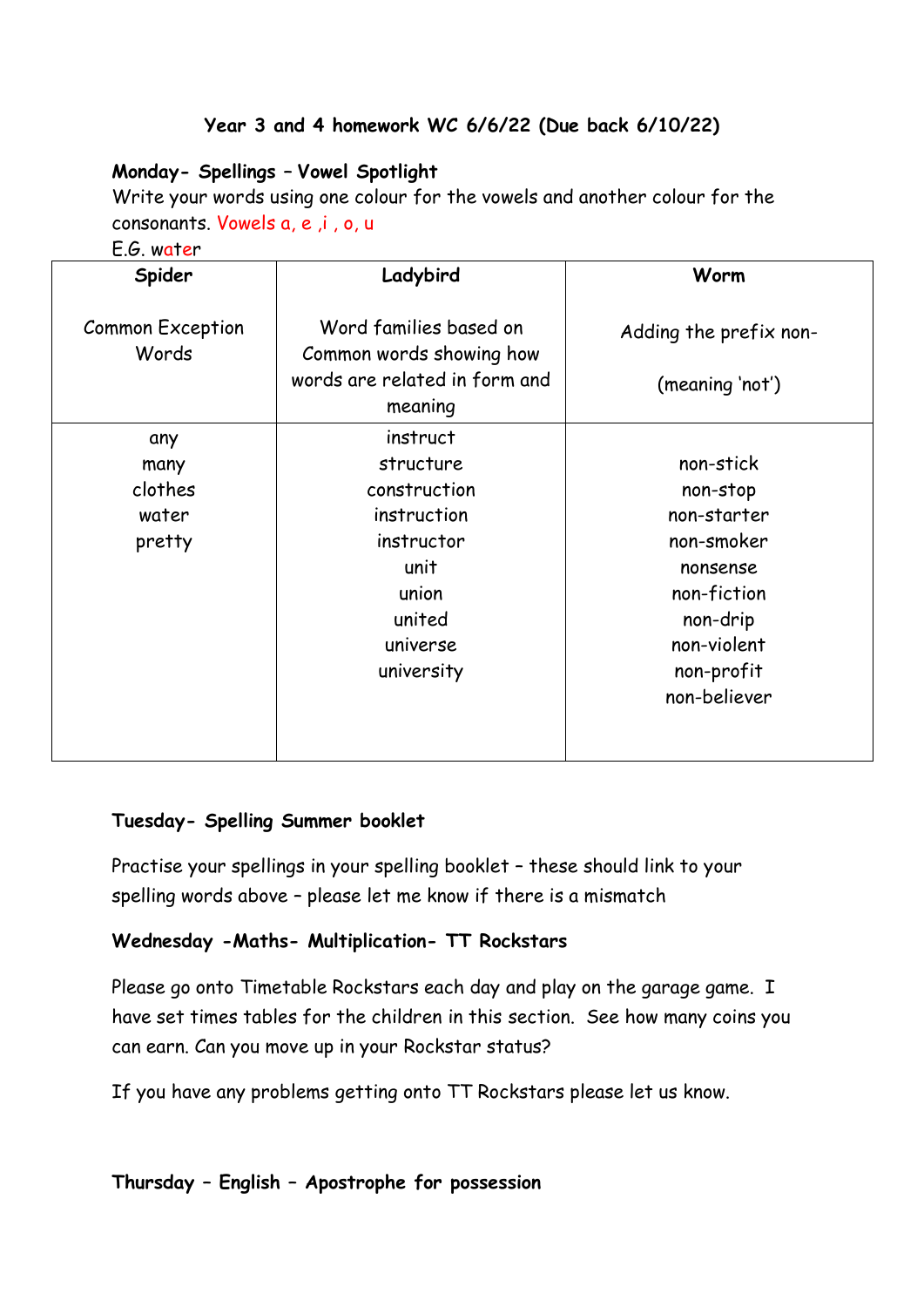**Year 3 and 4 homework WC 6/6/22 (Due back 6/10/22)**

**Monday- Spellings – Vowel Spotlight**

Write your words using one colour for the vowels and another colour for the consonants. Vowels a, e ,i , o, u

E.G. water

| Spider<br><br>Common Exception Words | Ladybird<br><br>Word families based on Common words showing how words are related in form and meaning | Worm<br><br>Adding the prefix non-<br><br>(meaning 'not') |
|---|---|---|
| any<br>many<br>clothes<br>water<br>pretty | instruct<br>structure<br>construction<br>instruction<br>instructor<br>unit<br>union<br>united<br>universe<br>university | non-stick<br>non-stop<br>non-starter<br>non-smoker<br>nonsense<br>non-fiction<br>non-drip<br>non-violent<br>non-profit<br>non-believer |

**Tuesday- Spelling Summer booklet**

Practise your spellings in your spelling booklet – these should link to your spelling words above – please let me know if there is a mismatch

**Wednesday -Maths- Multiplication- TT Rockstars**

Please go onto Timetable Rockstars each day and play on the garage game. I have set times tables for the children in this section. See how many coins you can earn. Can you move up in your Rockstar status?

If you have any problems getting onto TT Rockstars please let us know.

**Thursday – English – Apostrophe for possession**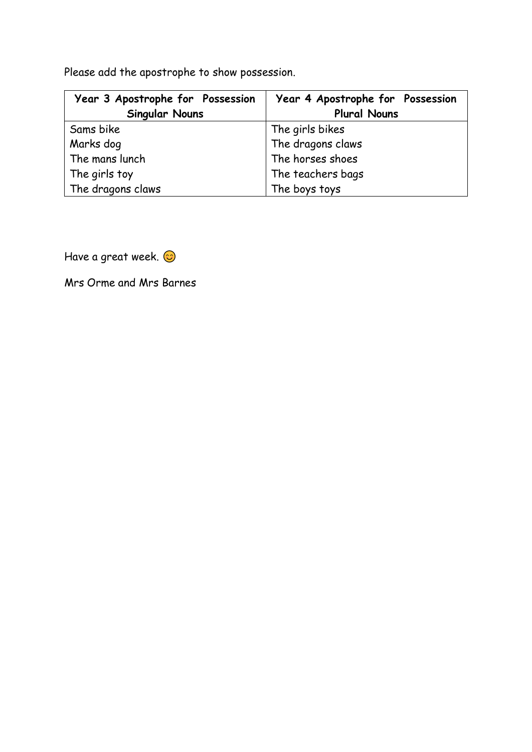Please add the apostrophe to show possession.

| **Year 3 Apostrophe for Possession Singular Nouns** | **Year 4 Apostrophe for Possession Plural Nouns** |
|---|---|
| Sams bike | The girls bikes |
| Marks dog | The dragons claws |
| The mans lunch | The horses shoes |
| The girls toy | The teachers bags |
| The dragons claws | The boys toys |

Have a great week. 😊

Mrs Orme and Mrs Barnes